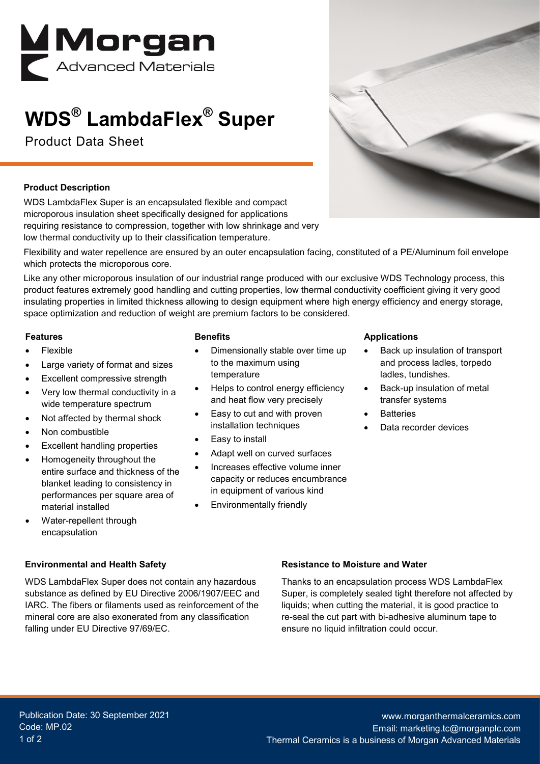# WDS® LambdaFlex® Super

Product Data Sheet

**Product Description**

WDS LambdaFlex Super is an encapsulated flexible and compact microporous insulation sheet specifically designed for applications requiring resistance to compression, together with low shrinkage and very low thermal conductivity up to their classification temperature.

Flexibility and water repellence are ensured by an outer encapsulation facing, constituted of a PE/Aluminum foil envelope which protects the microporous core.

Like any other microporous insulation of our industrial range produced with our exclusive WDS Technology process, this product features extremely good handling and cutting properties, low thermal conductivity coefficient giving it very good insulating properties in limited thickness allowing to design equipment where high energy efficiency and energy storage, space optimization and reduction of weight are premium factors to be considered.

**Features**

- Flexible
- Large variety of format and sizes
- Excellent compressive strength
- Very low thermal conductivity in a wide temperature spectrum
- Not affected by thermal shock
- Non combustible
- Excellent handling properties
- Homogeneity throughout the entire surface and thickness of the blanket leading to consistency in performances per square area of material installed
- Water-repellent through encapsulation

**Benefits**

- Dimensionally stable over time up to the maximum using temperature
- Helps to control energy efficiency and heat flow very precisely
- Easy to cut and with proven installation techniques
- Easy to install
- Adapt well on curved surfaces
- Increases effective volume inner capacity or reduces encumbrance in equipment of various kind
- Environmentally friendly

**Applications**

- Back up insulation of transport and process ladles, torpedo ladles, tundishes.
- Back-up insulation of metal transfer systems
- Batteries
- Data recorder devices

**Environmental and Health Safety**

WDS LambdaFlex Super does not contain any hazardous substance as defined by EU Directive 2006/1907/EEC and IARC. The fibers or filaments used as reinforcement of the mineral core are also exonerated from any classification falling under EU Directive 97/69/EC.

**Resistance to Moisture and Water**

Thanks to an encapsulation process WDS LambdaFlex Super, is completely sealed tight therefore not affected by liquids; when cutting the material, it is good practice to re-seal the cut part with bi-adhesive aluminum tape to ensure no liquid infiltration could occur.

Publication Date: 30 September 2021
Code: MP.02

www.morganthermalceramics.com
Email: marketing.tc@morganplc.com
Thermal Ceramics is a business of Morgan Advanced Materials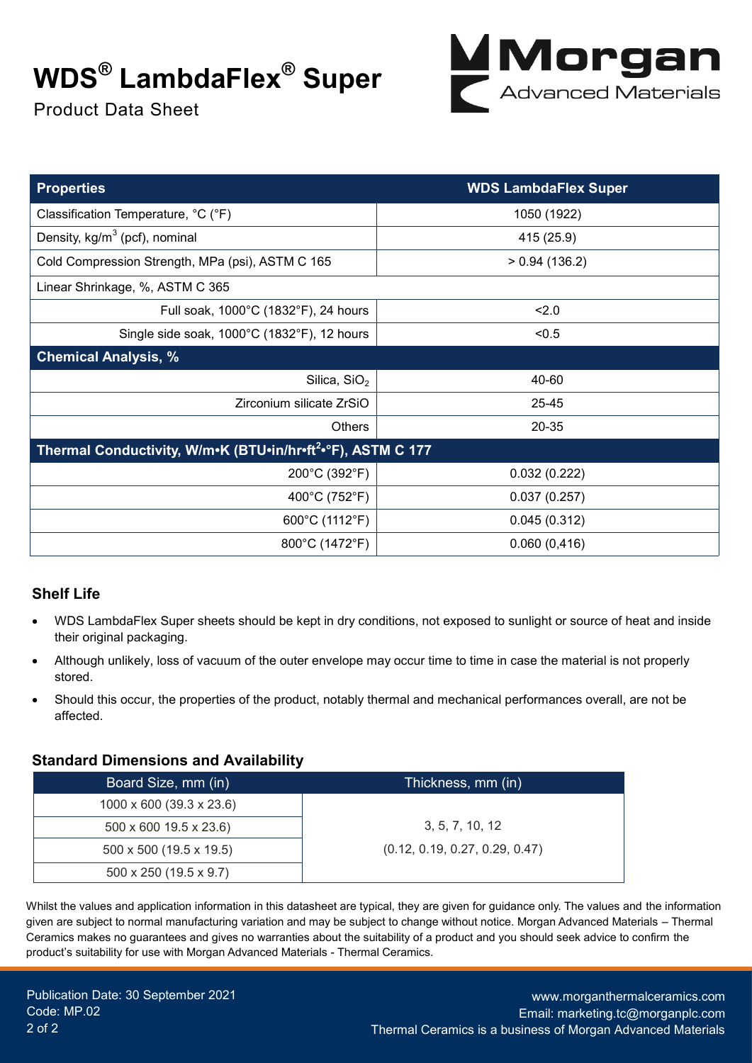# WDS® LambdaFlex® Super

Product Data Sheet

| Properties | WDS LambdaFlex Super |
|---|---|
| Classification Temperature, °C (°F) | 1050 (1922) |
| Density, kg/$m^3$ (pcf), nominal | 415 (25.9) |
| Cold Compression Strength, MPa (psi), ASTM C 165 | > 0.94 (136.2) |
| Linear Shrinkage, %, ASTM C 365 | |
| Full soak, 1000°C (1832°F), 24 hours | <2.0 |
| Single side soak, 1000°C (1832°F), 12 hours | <0.5 |
| **Chemical Analysis, %** | |
| Silica, $SiO_2$ | 40-60 |
| Zirconium silicate ZrSiO | 25-45 |
| Others | 20-35 |
| **Thermal Conductivity, W/m•K (BTU•in/hr•$ft^2$•°F), ASTM C 177** | |
| 200°C (392°F) | 0.032 (0.222) |
| 400°C (752°F) | 0.037 (0.257) |
| 600°C (1112°F) | 0.045 (0.312) |
| 800°C (1472°F) | 0.060 (0,416) |

## Shelf Life

- WDS LambdaFlex Super sheets should be kept in dry conditions, not exposed to sunlight or source of heat and inside their original packaging.
- Although unlikely, loss of vacuum of the outer envelope may occur time to time in case the material is not properly stored.
- Should this occur, the properties of the product, notably thermal and mechanical performances overall, are not be affected.

## Standard Dimensions and Availability

| Board Size, mm (in) | Thickness, mm (in) |
|---|---|
| 1000 x 600 (39.3 x 23.6) | 3, 5, 7, 10, 12 (0.12, 0.19, 0.27, 0.29, 0.47) |
| 500 x 600 19.5 x 23.6) | |
| 500 x 500 (19.5 x 19.5) | |
| 500 x 250 (19.5 x 9.7) | |

Whilst the values and application information in this datasheet are typical, they are given for guidance only. The values and the information given are subject to normal manufacturing variation and may be subject to change without notice. Morgan Advanced Materials – Thermal Ceramics makes no guarantees and gives no warranties about the suitability of a product and you should seek advice to confirm the product's suitability for use with Morgan Advanced Materials - Thermal Ceramics.

Publication Date: 30 September 2021
Code: MP.02

www.morganthermalceramics.com
Email: marketing.tc@morganplc.com
Thermal Ceramics is a business of Morgan Advanced Materials